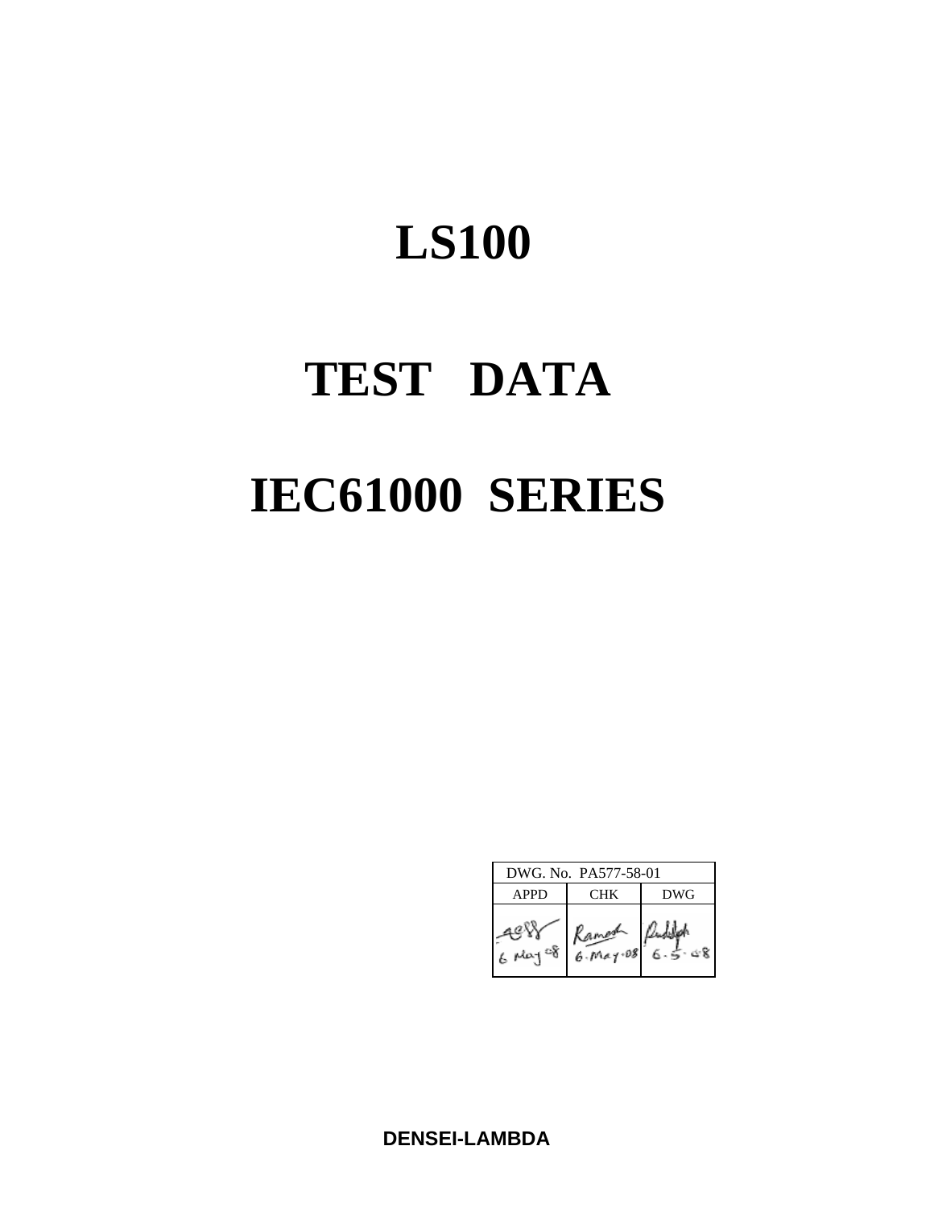# LS100

# TEST DATA

# IEC61000 SERIES

| DWG. No. PA577-58-01 | | |
|---|---|---|
| APPD | CHK | DWG |
| 6 May 08 | Ramesh 6.May.08 | 6.5.08 |

**DENSEI-LAMBDA**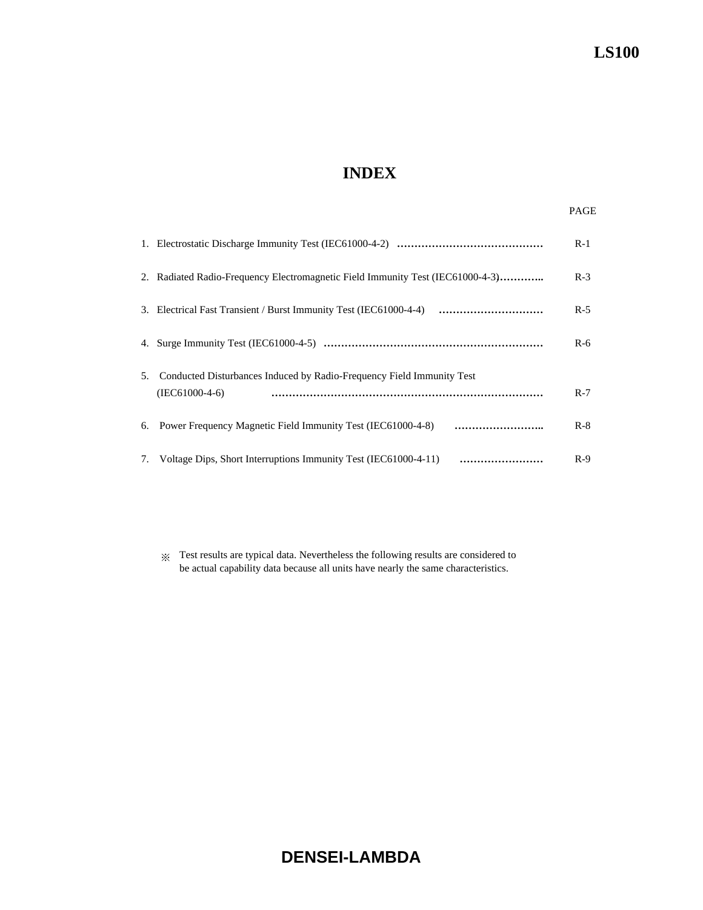# INDEX

| | PAGE |
|---|---|
| 1. Electrostatic Discharge Immunity Test (IEC61000-4-2) …………………………………… | R-1 |
| 2. Radiated Radio-Frequency Electromagnetic Field Immunity Test (IEC61000-4-3)……….. | R-3 |
| 3. Electrical Fast Transient / Burst Immunity Test (IEC61000-4-4) ………………………… | R-5 |
| 4. Surge Immunity Test (IEC61000-4-5) ……………………………………………………… | R-6 |
| 5. Conducted Disturbances Induced by Radio-Frequency Field Immunity Test (IEC61000-4-6) ……………………………………………………………………… | R-7 |
| 6. Power Frequency Magnetic Field Immunity Test (IEC61000-4-8) …………………….. | R-8 |
| 7. Voltage Dips, Short Interruptions Immunity Test (IEC61000-4-11) …………………… | R-9 |

※ Test results are typical data. Nevertheless the following results are considered to be actual capability data because all units have nearly the same characteristics.

**DENSEI-LAMBDA**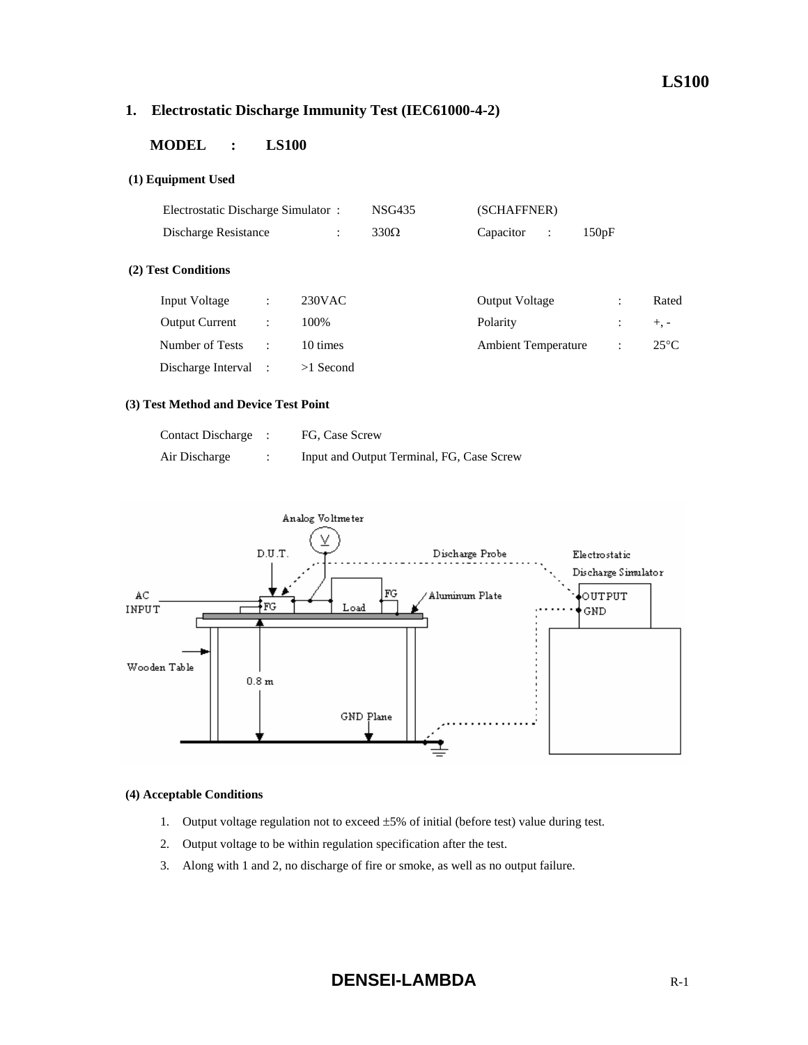## 1. Electrostatic Discharge Immunity Test (IEC61000-4-2)

**MODEL : LS100**

**(1) Equipment Used**

| | | | | |
|---|---|---|---|---|
| Electrostatic Discharge Simulator : | NSG435 | (SCHAFFNER) | | |
| Discharge Resistance : | 330Ω | Capacitor : | 150pF | |

**(2) Test Conditions**

| | | | | | |
|---|---|---|---|---|---|
| Input Voltage | : | 230VAC | Output Voltage | : | Rated |
| Output Current | : | 100% | Polarity | : | +, - |
| Number of Tests | : | 10 times | Ambient Temperature | : | 25°C |
| Discharge Interval | : | >1 Second | | | |

**(3) Test Method and Device Test Point**

| | | |
|---|---|---|
| Contact Discharge | : | FG, Case Screw |
| Air Discharge | : | Input and Output Terminal, FG, Case Screw |

**(4) Acceptable Conditions**

1. Output voltage regulation not to exceed ±5% of initial (before test) value during test.
2. Output voltage to be within regulation specification after the test.
3. Along with 1 and 2, no discharge of fire or smoke, as well as no output failure.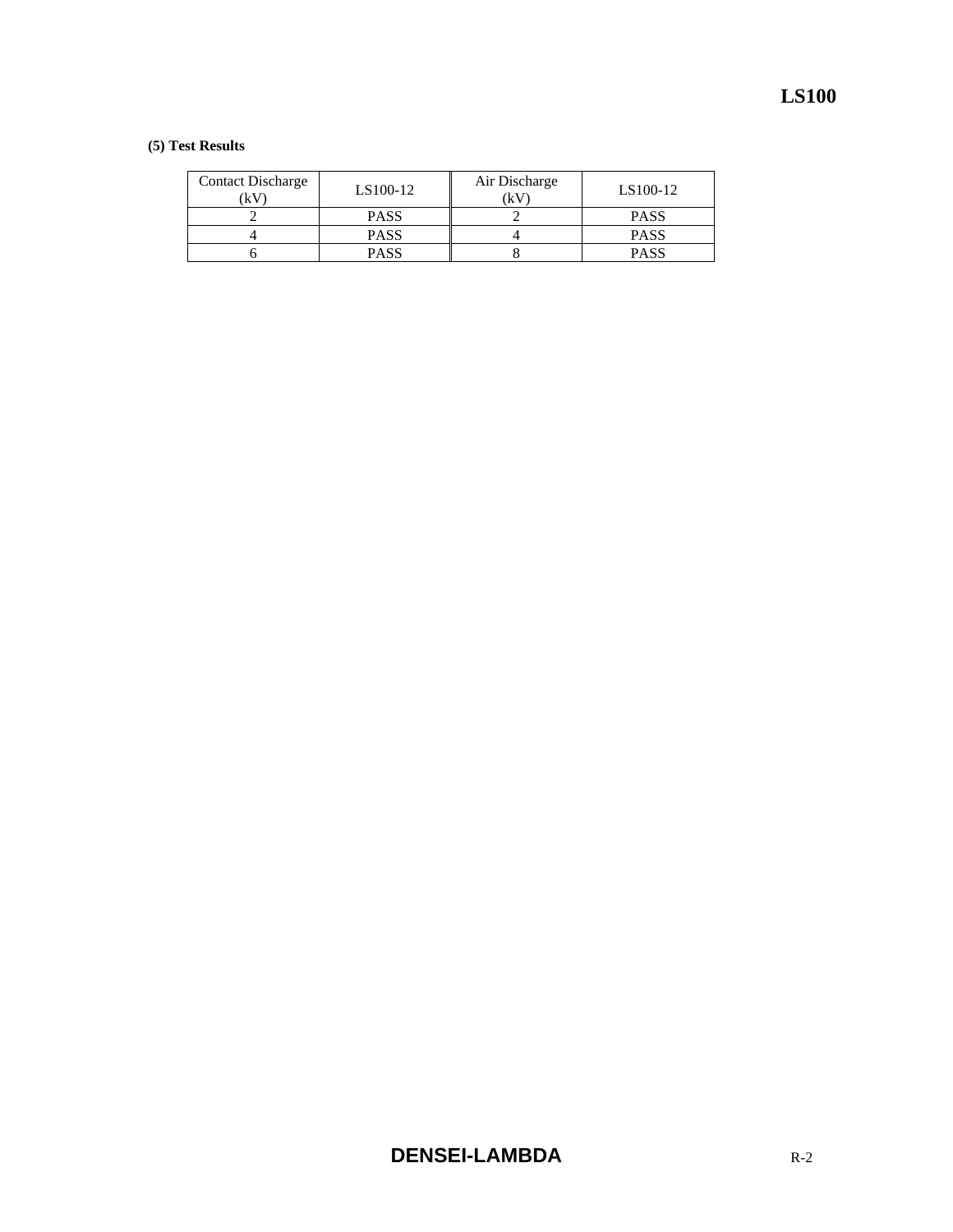**(5) Test Results**

| Contact Discharge (kV) | LS100-12 | Air Discharge (kV) | LS100-12 |
|---|---|---|---|
| 2 | PASS | 2 | PASS |
| 4 | PASS | 4 | PASS |
| 6 | PASS | 8 | PASS |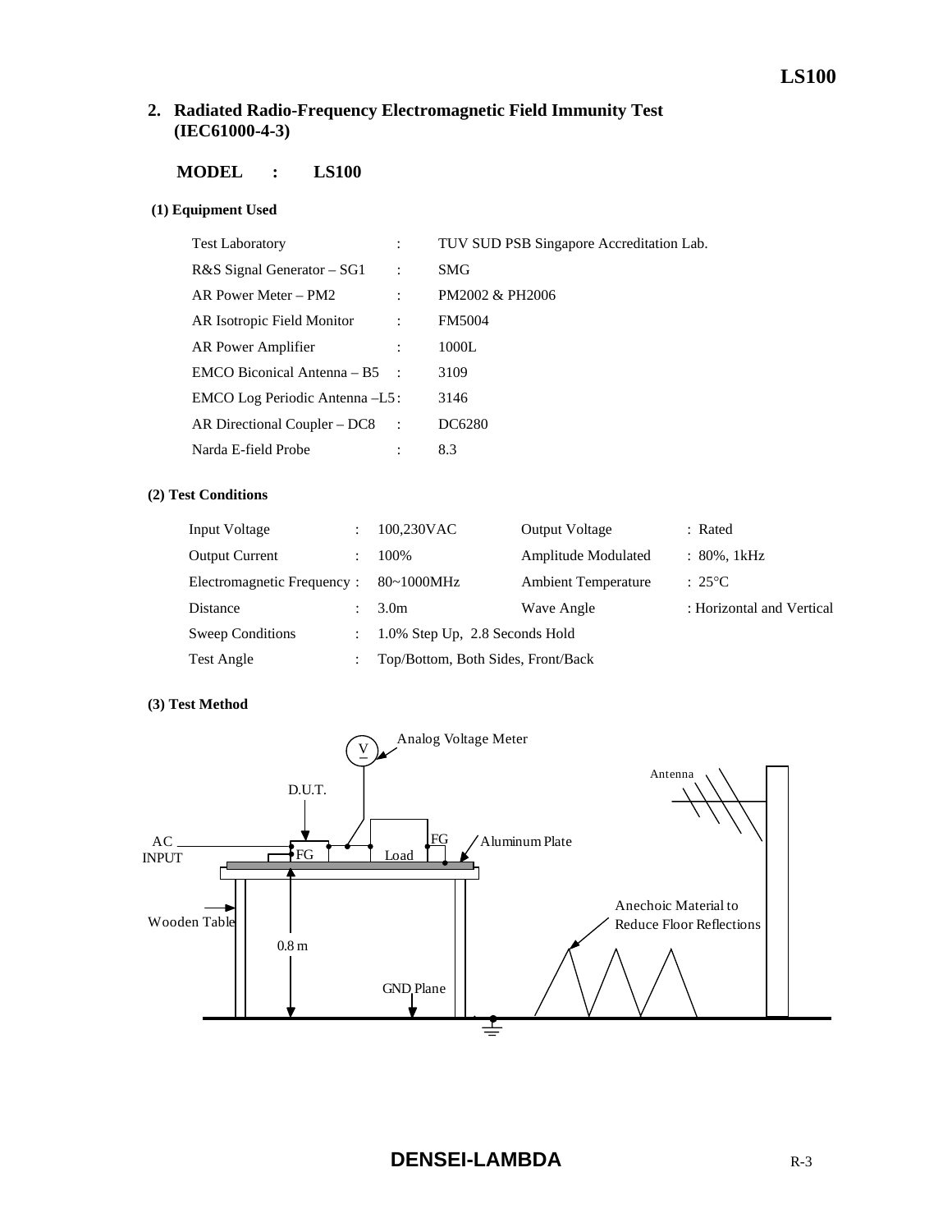## 2. Radiated Radio-Frequency Electromagnetic Field Immunity Test (IEC61000-4-3)

**MODEL : LS100**

**(1) Equipment Used**

| | | |
|---|---|---|
| Test Laboratory | : | TUV SUD PSB Singapore Accreditation Lab. |
| R&S Signal Generator – SG1 | : | SMG |
| AR Power Meter – PM2 | : | PM2002 & PH2006 |
| AR Isotropic Field Monitor | : | FM5004 |
| AR Power Amplifier | : | 1000L |
| EMCO Biconical Antenna – B5 | : | 3109 |
| EMCO Log Periodic Antenna –L5 | : | 3146 |
| AR Directional Coupler – DC8 | : | DC6280 |
| Narda E-field Probe | : | 8.3 |

**(2) Test Conditions**

| | | | | |
|---|---|---|---|---|
| Input Voltage | : | 100,230VAC | Output Voltage | : Rated |
| Output Current | : | 100% | Amplitude Modulated | : 80%, 1kHz |
| Electromagnetic Frequency | : | 80~1000MHz | Ambient Temperature | : 25°C |
| Distance | : | 3.0m | Wave Angle | : Horizontal and Vertical |
| Sweep Conditions | : | 1.0% Step Up, 2.8 Seconds Hold | | |
| Test Angle | : | Top/Bottom, Both Sides, Front/Back | | |

**(3) Test Method**

Analog Voltage Meter, D.U.T., AC INPUT, FG, Load, FG, Aluminum Plate, Antenna, Wooden Table, 0.8 m, GND Plane, Anechoic Material to Reduce Floor Reflections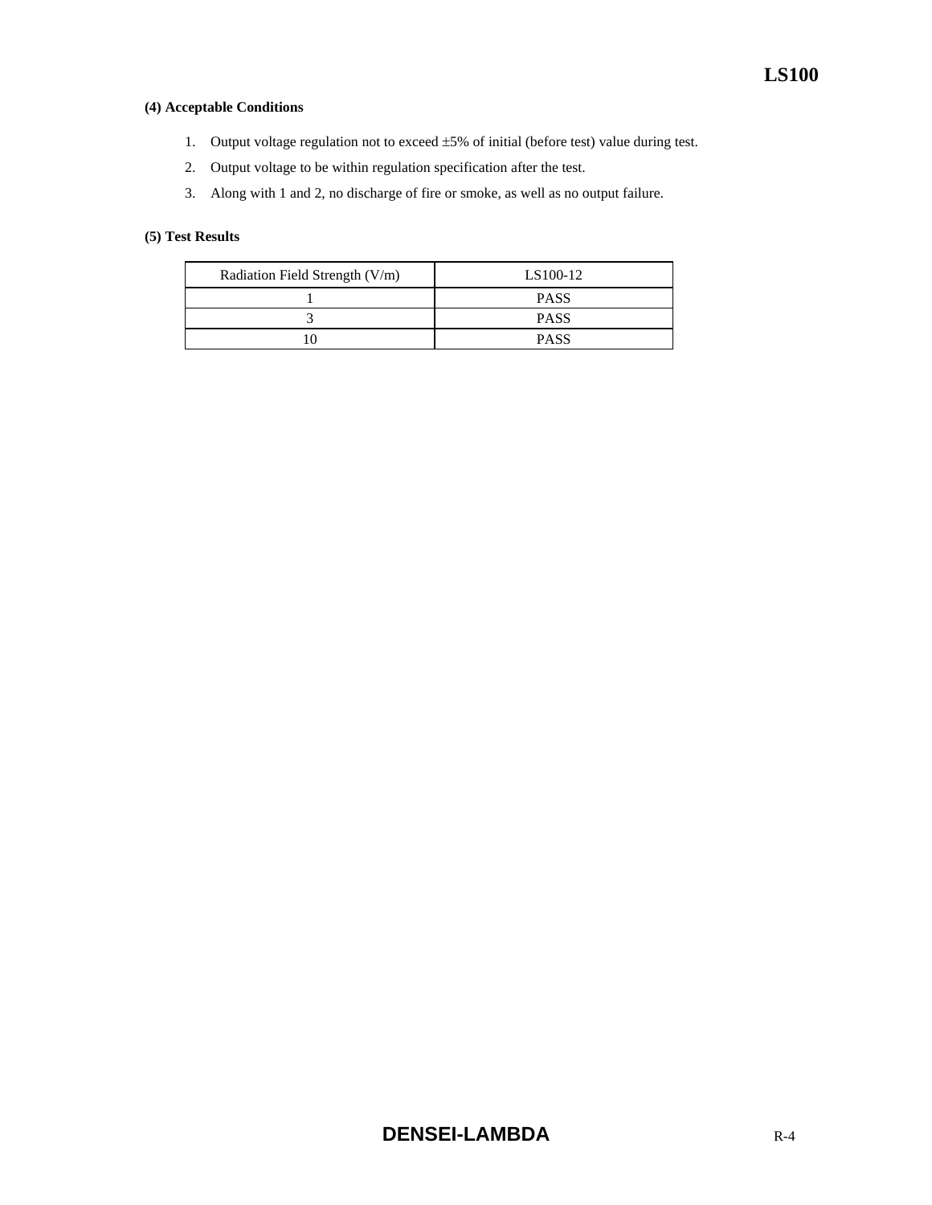**(4) Acceptable Conditions**

1. Output voltage regulation not to exceed ±5% of initial (before test) value during test.
2. Output voltage to be within regulation specification after the test.
3. Along with 1 and 2, no discharge of fire or smoke, as well as no output failure.

**(5) Test Results**

| Radiation Field Strength (V/m) | LS100-12 |
|---|---|
| 1 | PASS |
| 3 | PASS |
| 10 | PASS |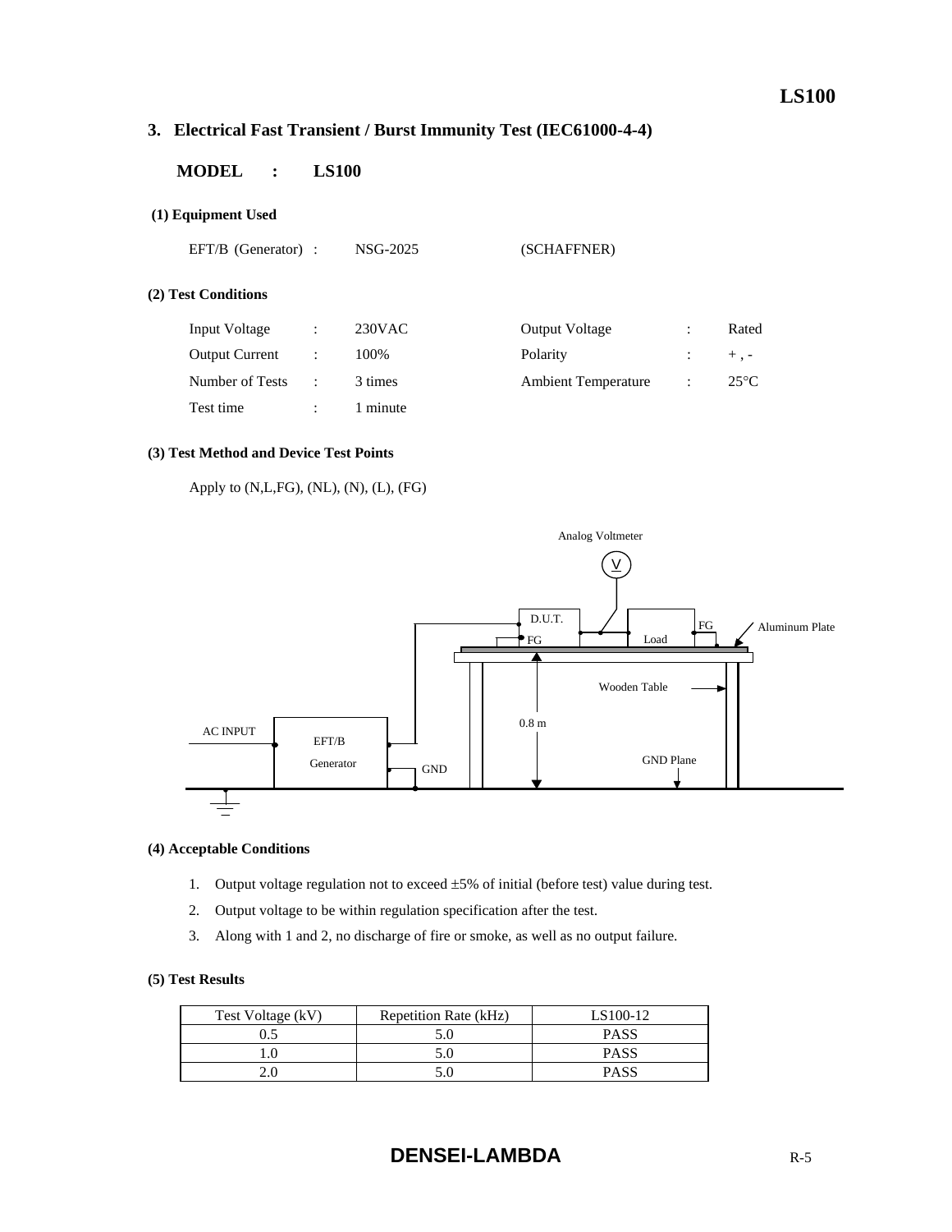## 3. Electrical Fast Transient / Burst Immunity Test (IEC61000-4-4)

**MODEL : LS100**

**(1) Equipment Used**

EFT/B (Generator) : NSG-2025 (SCHAFFNER)

**(2) Test Conditions**

| | | | | | |
|---|---|---|---|---|---|
| Input Voltage | : | 230VAC | Output Voltage | : | Rated |
| Output Current | : | 100% | Polarity | : | + , - |
| Number of Tests | : | 3 times | Ambient Temperature | : | 25°C |
| Test time | : | 1 minute | | | |

**(3) Test Method and Device Test Points**

Apply to (N,L,FG), (NL), (N), (L), (FG)

Analog Voltmeter

V

D.U.T.

FG

Load

FG

Aluminum Plate

Wooden Table

0.8 m

AC INPUT

EFT/B

Generator

GND

GND Plane

**(4) Acceptable Conditions**

1. Output voltage regulation not to exceed ±5% of initial (before test) value during test.
2. Output voltage to be within regulation specification after the test.
3. Along with 1 and 2, no discharge of fire or smoke, as well as no output failure.

**(5) Test Results**

| Test Voltage (kV) | Repetition Rate (kHz) | LS100-12 |
|---|---|---|
| 0.5 | 5.0 | PASS |
| 1.0 | 5.0 | PASS |
| 2.0 | 5.0 | PASS |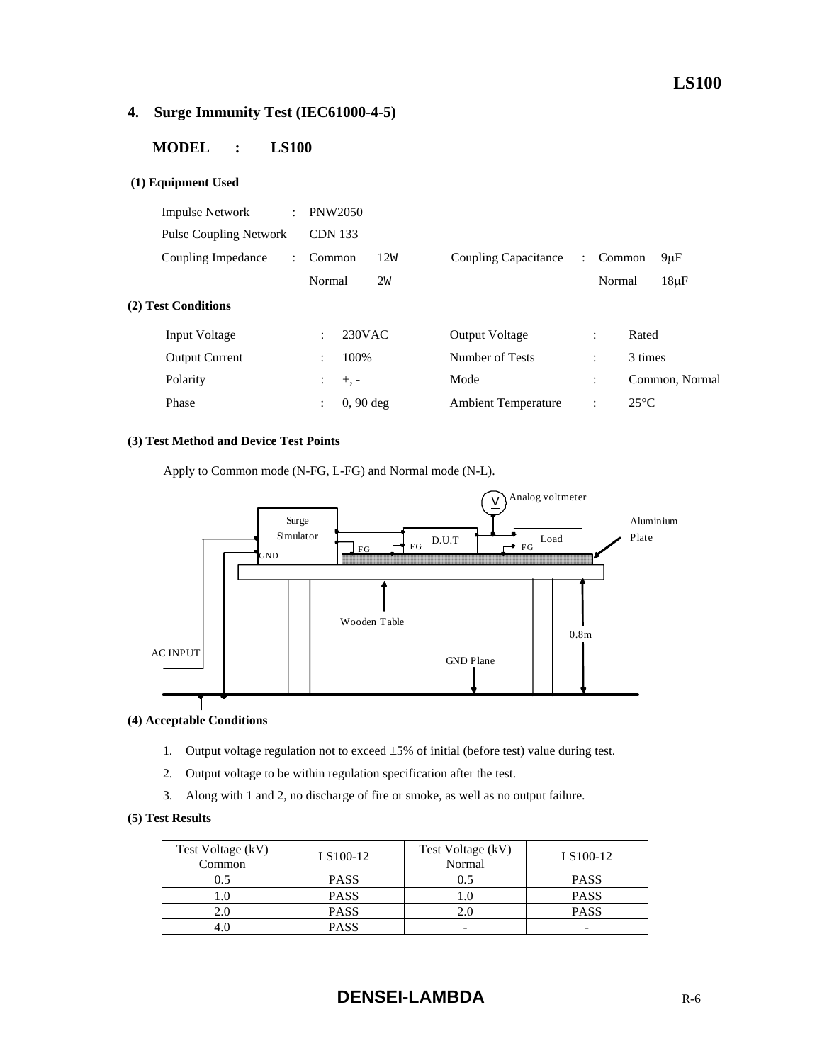## 4. Surge Immunity Test (IEC61000-4-5)

**MODEL : LS100**

**(1) Equipment Used**

| | | | | |
|---|---|---|---|---|
| Impulse Network | : PNW2050 | | | |
| Pulse Coupling Network | CDN 133 | | | |
| Coupling Impedance | : Common 12W | | Coupling Capacitance | : Common 9μF |
| | Normal 2W | | | Normal 18μF |

**(2) Test Conditions**

| | | | |
|---|---|---|---|
| Input Voltage | : 230VAC | Output Voltage | : Rated |
| Output Current | : 100% | Number of Tests | : 3 times |
| Polarity | : +, - | Mode | : Common, Normal |
| Phase | : 0, 90 deg | Ambient Temperature | : 25°C |

**(3) Test Method and Device Test Points**

Apply to Common mode (N-FG, L-FG) and Normal mode (N-L).

Surge Simulator, GND, FG, D.U.T, FG, Load, FG, Analog voltmeter, Aluminium Plate, Wooden Table, 0.8m, AC INPUT, GND Plane

**(4) Acceptable Conditions**

1. Output voltage regulation not to exceed ±5% of initial (before test) value during test.
2. Output voltage to be within regulation specification after the test.
3. Along with 1 and 2, no discharge of fire or smoke, as well as no output failure.

**(5) Test Results**

| Test Voltage (kV) Common | LS100-12 | Test Voltage (kV) Normal | LS100-12 |
|---|---|---|---|
| 0.5 | PASS | 0.5 | PASS |
| 1.0 | PASS | 1.0 | PASS |
| 2.0 | PASS | 2.0 | PASS |
| 4.0 | PASS | - | - |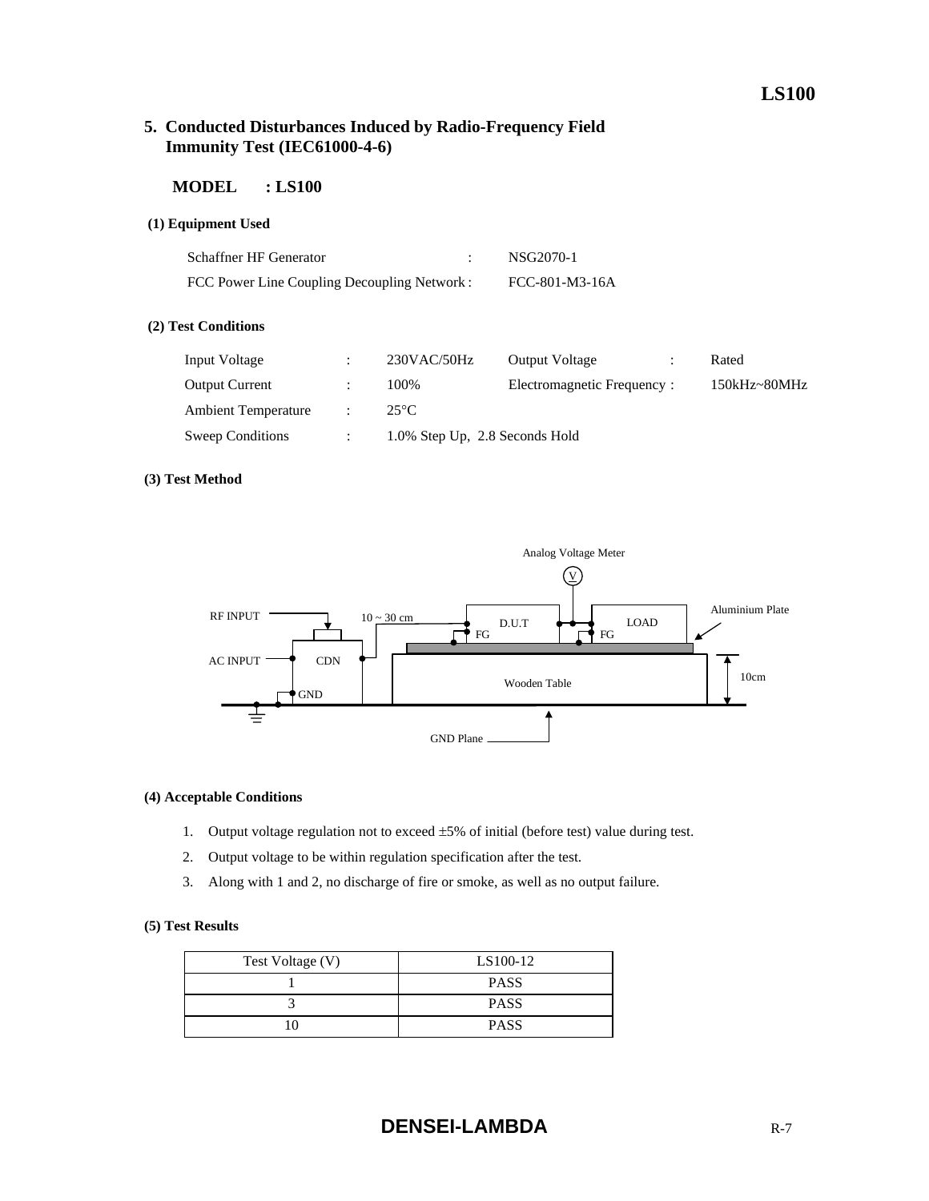## 5. Conducted Disturbances Induced by Radio-Frequency Field Immunity Test (IEC61000-4-6)

**MODEL : LS100**

**(1) Equipment Used**

| | | |
|---|---|---|
| Schaffner HF Generator | : | NSG2070-1 |
| FCC Power Line Coupling Decoupling Network | : | FCC-801-M3-16A |

**(2) Test Conditions**

| | | | | | |
|---|---|---|---|---|---|
| Input Voltage | : | 230VAC/50Hz | Output Voltage | : | Rated |
| Output Current | : | 100% | Electromagnetic Frequency | : | 150kHz~80MHz |
| Ambient Temperature | : | 25°C | | | |
| Sweep Conditions | : | 1.0% Step Up, 2.8 Seconds Hold | | | |

**(3) Test Method**

Analog Voltage Meter

RF INPUT, AC INPUT, CDN, GND, 10 ~ 30 cm, D.U.T, FG, LOAD, FG, Aluminium Plate, Wooden Table, 10cm, GND Plane

**(4) Acceptable Conditions**

1. Output voltage regulation not to exceed ±5% of initial (before test) value during test.
2. Output voltage to be within regulation specification after the test.
3. Along with 1 and 2, no discharge of fire or smoke, as well as no output failure.

**(5) Test Results**

| Test Voltage (V) | LS100-12 |
|---|---|
| 1 | PASS |
| 3 | PASS |
| 10 | PASS |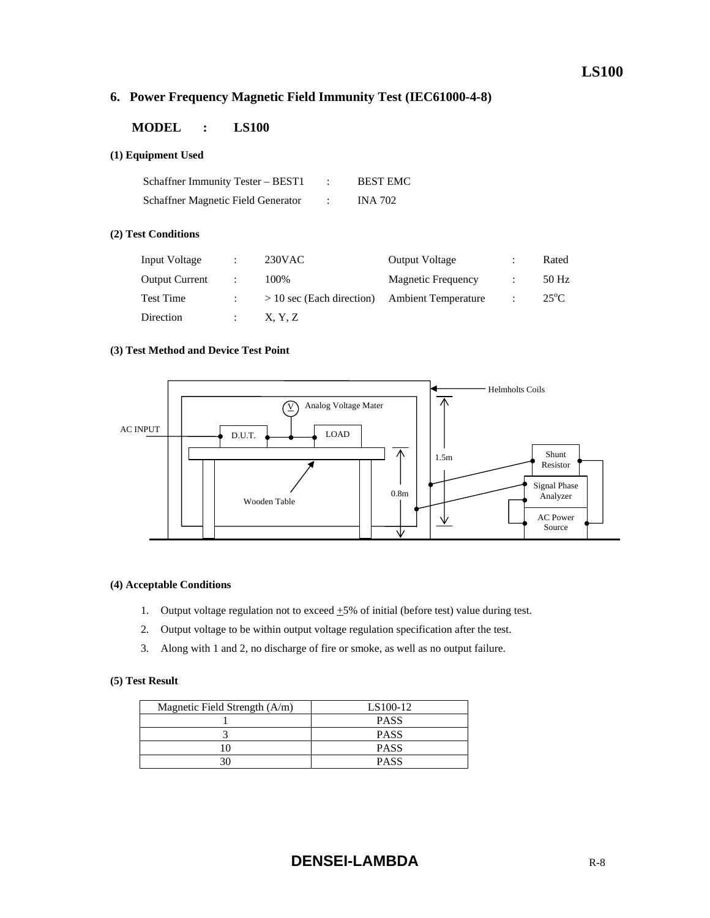## 6. Power Frequency Magnetic Field Immunity Test (IEC61000-4-8)

**MODEL : LS100**

**(1) Equipment Used**

Schaffner Immunity Tester – BEST1 : BEST EMC
Schaffner Magnetic Field Generator : INA 702

**(2) Test Conditions**

| | | | | | |
|---|---|---|---|---|---|
| Input Voltage | : | 230VAC | Output Voltage | : | Rated |
| Output Current | : | 100% | Magnetic Frequency | : | 50 Hz |
| Test Time | : | > 10 sec (Each direction) | Ambient Temperature | : | 25°C |
| Direction | : | X, Y, Z | | | |

**(3) Test Method and Device Test Point**

Helmholts Coils
Analog Voltage Mater
AC INPUT
D.U.T.
LOAD
Wooden Table
0.8m
1.5m
Shunt Resistor
Signal Phase Analyzer
AC Power Source

**(4) Acceptable Conditions**

1. Output voltage regulation not to exceed ±5% of initial (before test) value during test.
2. Output voltage to be within output voltage regulation specification after the test.
3. Along with 1 and 2, no discharge of fire or smoke, as well as no output failure.

**(5) Test Result**

| Magnetic Field Strength (A/m) | LS100-12 |
|---|---|
| 1 | PASS |
| 3 | PASS |
| 10 | PASS |
| 30 | PASS |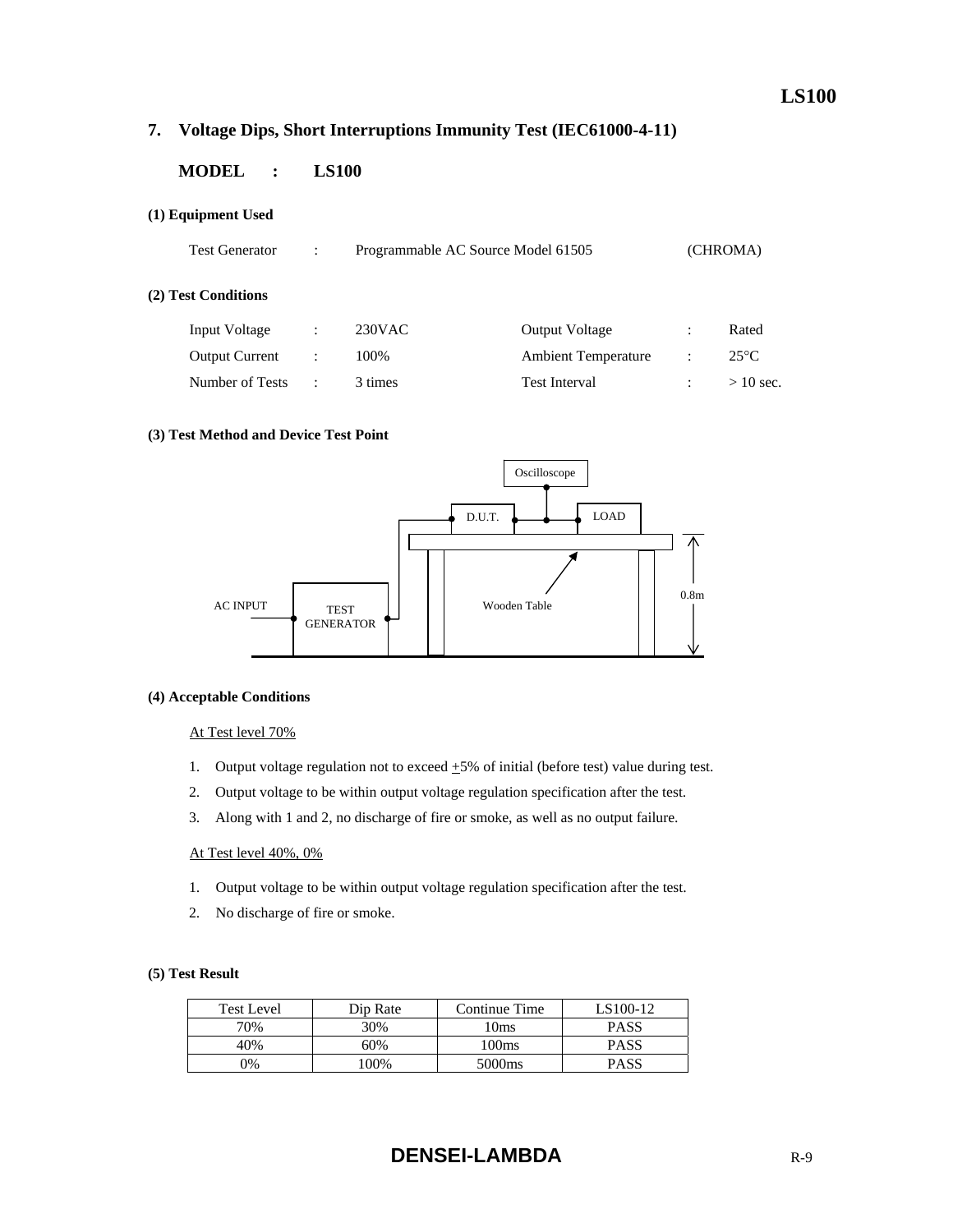## 7. Voltage Dips, Short Interruptions Immunity Test (IEC61000-4-11)

**MODEL : LS100**

**(1) Equipment Used**

Test Generator : Programmable AC Source Model 61505 (CHROMA)

**(2) Test Conditions**

| | | | | | |
|---|---|---|---|---|---|
| Input Voltage | : | 230VAC | Output Voltage | : | Rated |
| Output Current | : | 100% | Ambient Temperature | : | 25°C |
| Number of Tests | : | 3 times | Test Interval | : | > 10 sec. |

**(3) Test Method and Device Test Point**

Oscilloscope

D.U.T.

LOAD

AC INPUT

TEST GENERATOR

Wooden Table

0.8m

**(4) Acceptable Conditions**

At Test level 70%

1. Output voltage regulation not to exceed ±5% of initial (before test) value during test.
2. Output voltage to be within output voltage regulation specification after the test.
3. Along with 1 and 2, no discharge of fire or smoke, as well as no output failure.

At Test level 40%, 0%

1. Output voltage to be within output voltage regulation specification after the test.
2. No discharge of fire or smoke.

**(5) Test Result**

| Test Level | Dip Rate | Continue Time | LS100-12 |
|---|---|---|---|
| 70% | 30% | 10ms | PASS |
| 40% | 60% | 100ms | PASS |
| 0% | 100% | 5000ms | PASS |